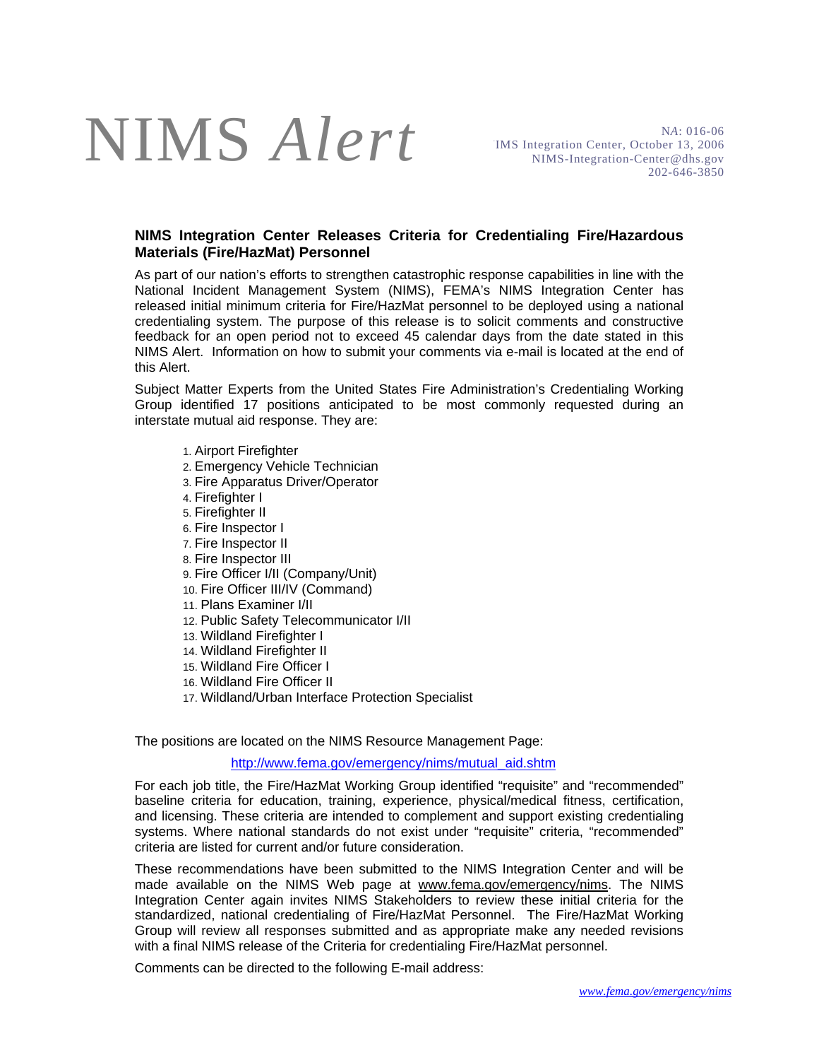# NIMS *Alert*

NA: 016-06
IMS Integration Center, October 13, 2006
NIMS-Integration-Center@dhs.gov
202-646-3850

## NIMS Integration Center Releases Criteria for Credentialing Fire/Hazardous Materials (Fire/HazMat) Personnel

As part of our nation's efforts to strengthen catastrophic response capabilities in line with the National Incident Management System (NIMS), FEMA's NIMS Integration Center has released initial minimum criteria for Fire/HazMat personnel to be deployed using a national credentialing system. The purpose of this release is to solicit comments and constructive feedback for an open period not to exceed 45 calendar days from the date stated in this NIMS Alert. Information on how to submit your comments via e-mail is located at the end of this Alert.

Subject Matter Experts from the United States Fire Administration's Credentialing Working Group identified 17 positions anticipated to be most commonly requested during an interstate mutual aid response. They are:

1. Airport Firefighter
2. Emergency Vehicle Technician
3. Fire Apparatus Driver/Operator
4. Firefighter I
5. Firefighter II
6. Fire Inspector I
7. Fire Inspector II
8. Fire Inspector III
9. Fire Officer I/II (Company/Unit)
10. Fire Officer III/IV (Command)
11. Plans Examiner I/II
12. Public Safety Telecommunicator I/II
13. Wildland Firefighter I
14. Wildland Firefighter II
15. Wildland Fire Officer I
16. Wildland Fire Officer II
17. Wildland/Urban Interface Protection Specialist

The positions are located on the NIMS Resource Management Page:

http://www.fema.gov/emergency/nims/mutual_aid.shtm

For each job title, the Fire/HazMat Working Group identified "requisite" and "recommended" baseline criteria for education, training, experience, physical/medical fitness, certification, and licensing. These criteria are intended to complement and support existing credentialing systems. Where national standards do not exist under "requisite" criteria, "recommended" criteria are listed for current and/or future consideration.

These recommendations have been submitted to the NIMS Integration Center and will be made available on the NIMS Web page at www.fema.gov/emergency/nims. The NIMS Integration Center again invites NIMS Stakeholders to review these initial criteria for the standardized, national credentialing of Fire/HazMat Personnel. The Fire/HazMat Working Group will review all responses submitted and as appropriate make any needed revisions with a final NIMS release of the Criteria for credentialing Fire/HazMat personnel.

Comments can be directed to the following E-mail address: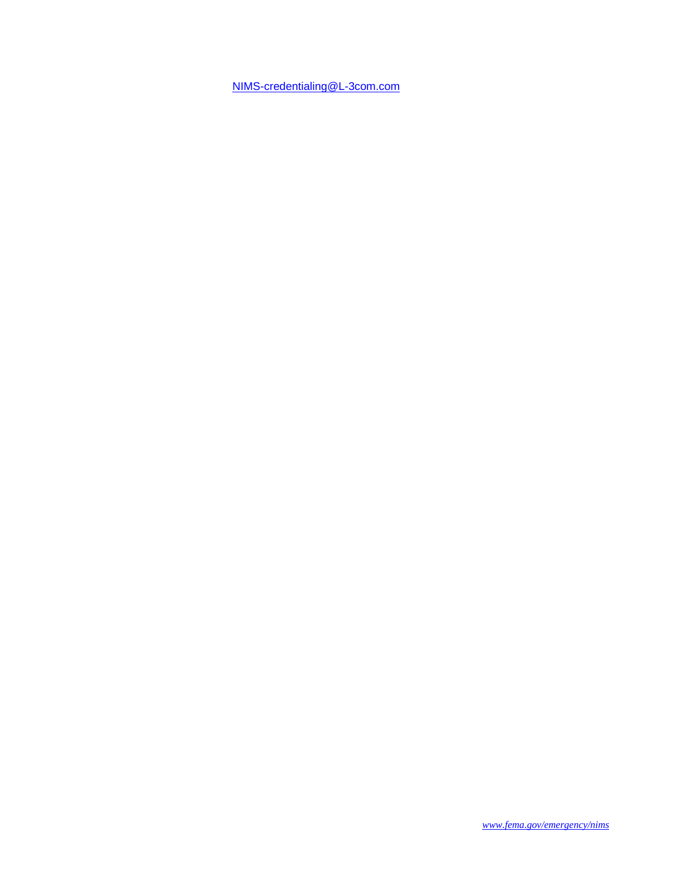NIMS-credentialing@L-3com.com

*www.fema.gov/emergency/nims*